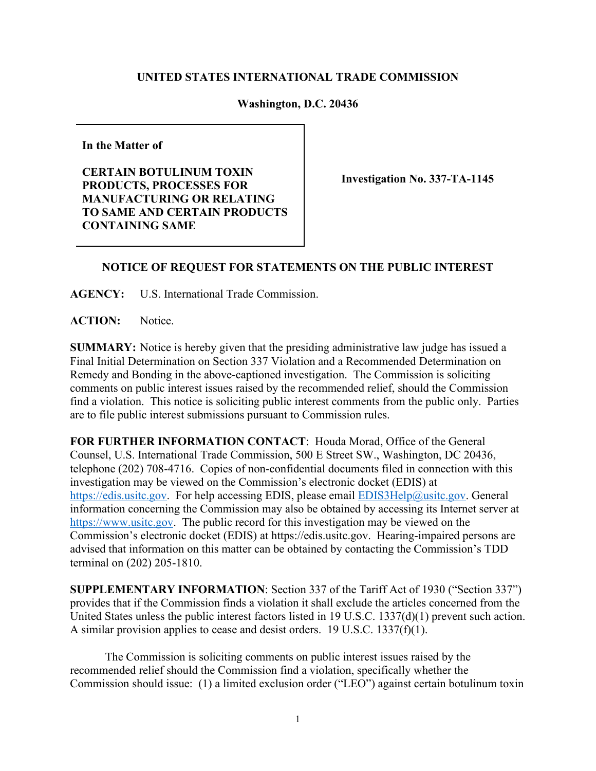**UNITED STATES INTERNATIONAL TRADE COMMISSION**

**Washington, D.C. 20436**

| | |
|---|---|
| **In the Matter of**<br><br>**CERTAIN BOTULINUM TOXIN PRODUCTS, PROCESSES FOR MANUFACTURING OR RELATING TO SAME AND CERTAIN PRODUCTS CONTAINING SAME** | **Investigation No. 337-TA-1145** |

**NOTICE OF REQUEST FOR STATEMENTS ON THE PUBLIC INTEREST**

**AGENCY:** U.S. International Trade Commission.

**ACTION:** Notice.

**SUMMARY:** Notice is hereby given that the presiding administrative law judge has issued a Final Initial Determination on Section 337 Violation and a Recommended Determination on Remedy and Bonding in the above-captioned investigation. The Commission is soliciting comments on public interest issues raised by the recommended relief, should the Commission find a violation. This notice is soliciting public interest comments from the public only. Parties are to file public interest submissions pursuant to Commission rules.

**FOR FURTHER INFORMATION CONTACT**: Houda Morad, Office of the General Counsel, U.S. International Trade Commission, 500 E Street SW., Washington, DC 20436, telephone (202) 708-4716. Copies of non-confidential documents filed in connection with this investigation may be viewed on the Commission's electronic docket (EDIS) at https://edis.usitc.gov. For help accessing EDIS, please email EDIS3Help@usitc.gov. General information concerning the Commission may also be obtained by accessing its Internet server at https://www.usitc.gov. The public record for this investigation may be viewed on the Commission's electronic docket (EDIS) at https://edis.usitc.gov. Hearing-impaired persons are advised that information on this matter can be obtained by contacting the Commission's TDD terminal on (202) 205-1810.

**SUPPLEMENTARY INFORMATION**: Section 337 of the Tariff Act of 1930 ("Section 337") provides that if the Commission finds a violation it shall exclude the articles concerned from the United States unless the public interest factors listed in 19 U.S.C. 1337(d)(1) prevent such action. A similar provision applies to cease and desist orders. 19 U.S.C. 1337(f)(1).

The Commission is soliciting comments on public interest issues raised by the recommended relief should the Commission find a violation, specifically whether the Commission should issue: (1) a limited exclusion order ("LEO") against certain botulinum toxin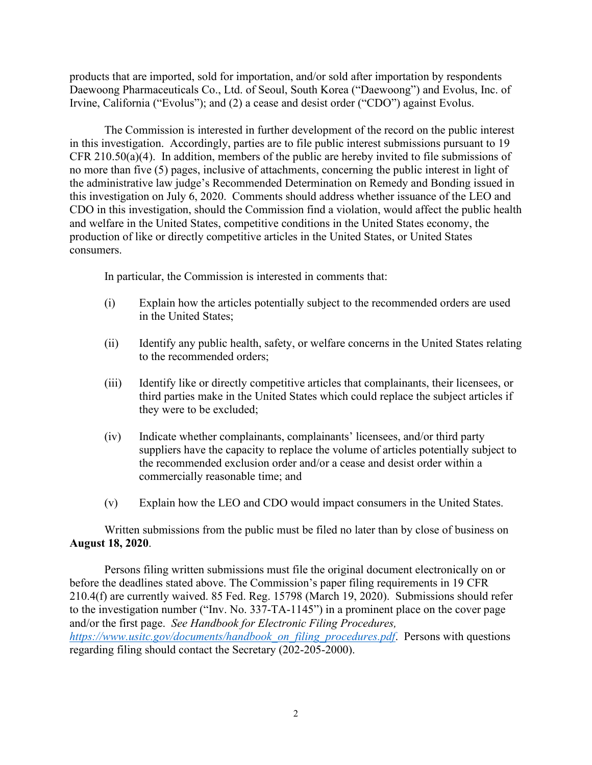products that are imported, sold for importation, and/or sold after importation by respondents Daewoong Pharmaceuticals Co., Ltd. of Seoul, South Korea ("Daewoong") and Evolus, Inc. of Irvine, California ("Evolus"); and (2) a cease and desist order ("CDO") against Evolus.

The Commission is interested in further development of the record on the public interest in this investigation. Accordingly, parties are to file public interest submissions pursuant to 19 CFR 210.50(a)(4). In addition, members of the public are hereby invited to file submissions of no more than five (5) pages, inclusive of attachments, concerning the public interest in light of the administrative law judge's Recommended Determination on Remedy and Bonding issued in this investigation on July 6, 2020. Comments should address whether issuance of the LEO and CDO in this investigation, should the Commission find a violation, would affect the public health and welfare in the United States, competitive conditions in the United States economy, the production of like or directly competitive articles in the United States, or United States consumers.

In particular, the Commission is interested in comments that:

(i) Explain how the articles potentially subject to the recommended orders are used in the United States;

(ii) Identify any public health, safety, or welfare concerns in the United States relating to the recommended orders;

(iii) Identify like or directly competitive articles that complainants, their licensees, or third parties make in the United States which could replace the subject articles if they were to be excluded;

(iv) Indicate whether complainants, complainants' licensees, and/or third party suppliers have the capacity to replace the volume of articles potentially subject to the recommended exclusion order and/or a cease and desist order within a commercially reasonable time; and

(v) Explain how the LEO and CDO would impact consumers in the United States.

Written submissions from the public must be filed no later than by close of business on **August 18, 2020**.

Persons filing written submissions must file the original document electronically on or before the deadlines stated above. The Commission's paper filing requirements in 19 CFR 210.4(f) are currently waived. 85 Fed. Reg. 15798 (March 19, 2020). Submissions should refer to the investigation number ("Inv. No. 337-TA-1145") in a prominent place on the cover page and/or the first page. *See Handbook for Electronic Filing Procedures, https://www.usitc.gov/documents/handbook_on_filing_procedures.pdf*. Persons with questions regarding filing should contact the Secretary (202-205-2000).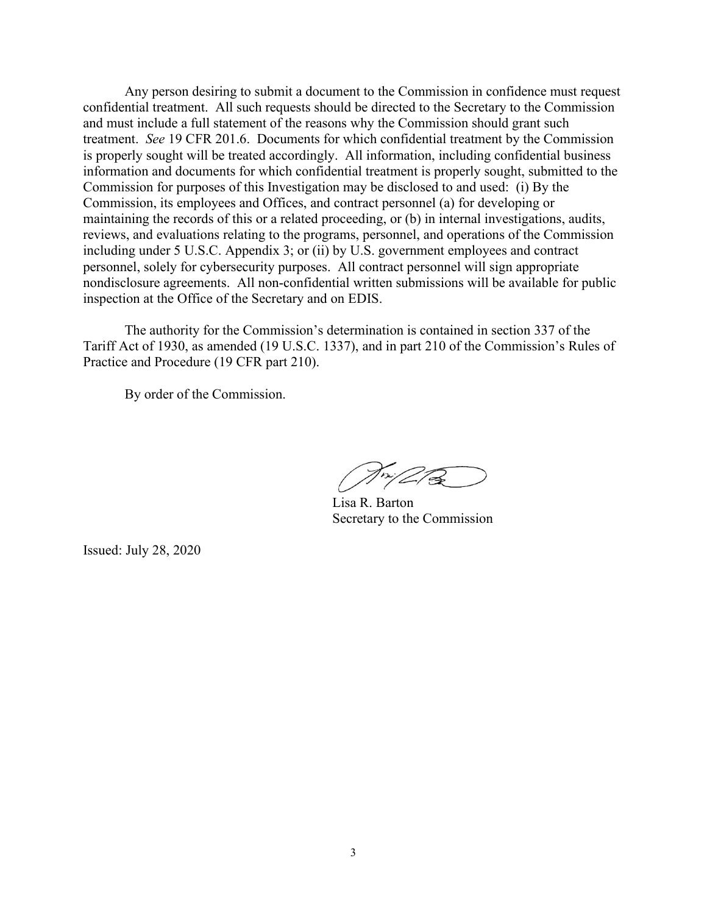Any person desiring to submit a document to the Commission in confidence must request confidential treatment. All such requests should be directed to the Secretary to the Commission and must include a full statement of the reasons why the Commission should grant such treatment. *See* 19 CFR 201.6. Documents for which confidential treatment by the Commission is properly sought will be treated accordingly. All information, including confidential business information and documents for which confidential treatment is properly sought, submitted to the Commission for purposes of this Investigation may be disclosed to and used: (i) By the Commission, its employees and Offices, and contract personnel (a) for developing or maintaining the records of this or a related proceeding, or (b) in internal investigations, audits, reviews, and evaluations relating to the programs, personnel, and operations of the Commission including under 5 U.S.C. Appendix 3; or (ii) by U.S. government employees and contract personnel, solely for cybersecurity purposes. All contract personnel will sign appropriate nondisclosure agreements. All non-confidential written submissions will be available for public inspection at the Office of the Secretary and on EDIS.

The authority for the Commission's determination is contained in section 337 of the Tariff Act of 1930, as amended (19 U.S.C. 1337), and in part 210 of the Commission's Rules of Practice and Procedure (19 CFR part 210).

By order of the Commission.

Lisa R. Barton
Secretary to the Commission

Issued: July 28, 2020